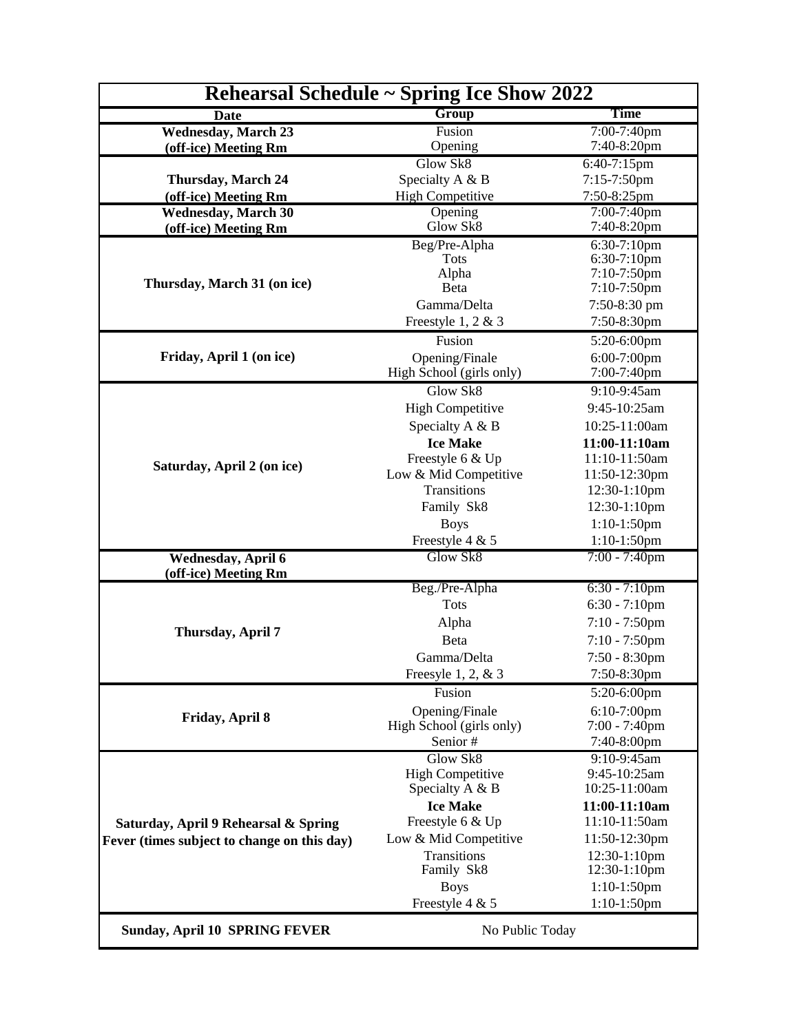# Rehearsal Schedule ~ Spring Ice Show 2022

| Date | Group | Time |
|---|---|---|
| Wednesday, March 23 (off-ice) Meeting Rm | Fusion | 7:00-7:40pm |
| | Opening | 7:40-8:20pm |
| Thursday, March 24 (off-ice) Meeting Rm | Glow Sk8 | 6:40-7:15pm |
| | Specialty A & B | 7:15-7:50pm |
| | High Competitive | 7:50-8:25pm |
| Wednesday, March 30 (off-ice) Meeting Rm | Opening | 7:00-7:40pm |
| | Glow Sk8 | 7:40-8:20pm |
| Thursday, March 31 (on ice) | Beg/Pre-Alpha | 6:30-7:10pm |
| | Tots | 6:30-7:10pm |
| | Alpha | 7:10-7:50pm |
| | Beta | 7:10-7:50pm |
| | Gamma/Delta | 7:50-8:30 pm |
| | Freestyle 1, 2 & 3 | 7:50-8:30pm |
| Friday, April 1 (on ice) | Fusion | 5:20-6:00pm |
| | Opening/Finale | 6:00-7:00pm |
| | High School (girls only) | 7:00-7:40pm |
| Saturday, April 2 (on ice) | Glow Sk8 | 9:10-9:45am |
| | High Competitive | 9:45-10:25am |
| | Specialty A & B | 10:25-11:00am |
| | **Ice Make** | **11:00-11:10am** |
| | Freestyle 6 & Up | 11:10-11:50am |
| | Low & Mid Competitive | 11:50-12:30pm |
| | Transitions | 12:30-1:10pm |
| | Family Sk8 | 12:30-1:10pm |
| | Boys | 1:10-1:50pm |
| | Freestyle 4 & 5 | 1:10-1:50pm |
| Wednesday, April 6 (off-ice) Meeting Rm | Glow Sk8 | 7:00 - 7:40pm |
| Thursday, April 7 | Beg./Pre-Alpha | 6:30 - 7:10pm |
| | Tots | 6:30 - 7:10pm |
| | Alpha | 7:10 - 7:50pm |
| | Beta | 7:10 - 7:50pm |
| | Gamma/Delta | 7:50 - 8:30pm |
| | Freesyle 1, 2, & 3 | 7:50-8:30pm |
| Friday, April 8 | Fusion | 5:20-6:00pm |
| | Opening/Finale | 6:10-7:00pm |
| | High School (girls only) | 7:00 - 7:40pm |
| | Senior # | 7:40-8:00pm |
| Saturday, April 9 Rehearsal & Spring Fever (times subject to change on this day) | Glow Sk8 | 9:10-9:45am |
| | High Competitive | 9:45-10:25am |
| | Specialty A & B | 10:25-11:00am |
| | **Ice Make** | **11:00-11:10am** |
| | Freestyle 6 & Up | 11:10-11:50am |
| | Low & Mid Competitive | 11:50-12:30pm |
| | Transitions | 12:30-1:10pm |
| | Family Sk8 | 12:30-1:10pm |
| | Boys | 1:10-1:50pm |
| | Freestyle 4 & 5 | 1:10-1:50pm |
| Sunday, April 10 SPRING FEVER | No Public Today | |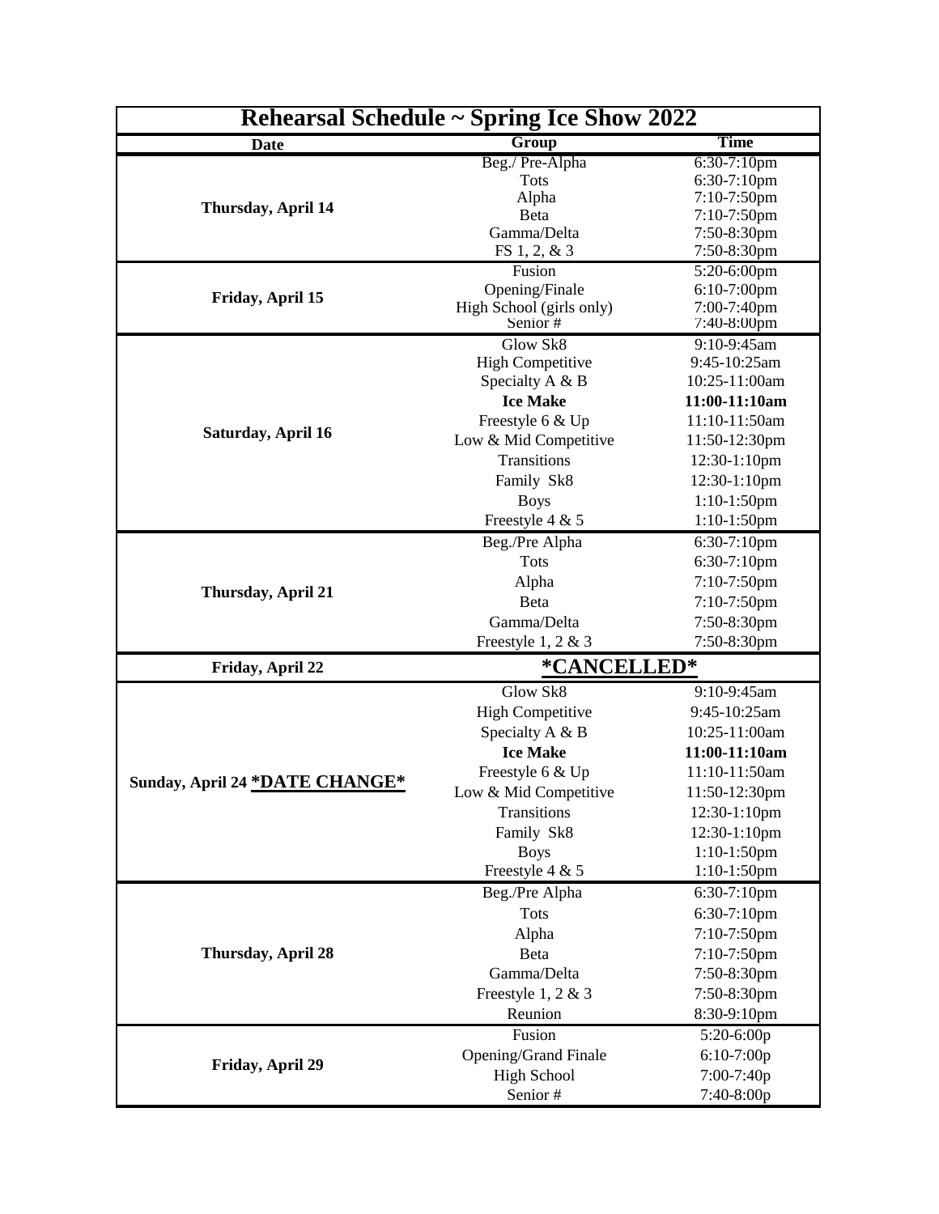# Rehearsal Schedule ~ Spring Ice Show 2022

| Date | Group | Time |
|---|---|---|
| Thursday, April 14 | Beg./ Pre-Alpha | 6:30-7:10pm |
| | Tots | 6:30-7:10pm |
| | Alpha | 7:10-7:50pm |
| | Beta | 7:10-7:50pm |
| | Gamma/Delta | 7:50-8:30pm |
| | FS 1, 2, & 3 | 7:50-8:30pm |
| Friday, April 15 | Fusion | 5:20-6:00pm |
| | Opening/Finale | 6:10-7:00pm |
| | High School (girls only) | 7:00-7:40pm |
| | Senior # | 7:40-8:00pm |
| Saturday, April 16 | Glow Sk8 | 9:10-9:45am |
| | High Competitive | 9:45-10:25am |
| | Specialty A & B | 10:25-11:00am |
| | **Ice Make** | **11:00-11:10am** |
| | Freestyle 6 & Up | 11:10-11:50am |
| | Low & Mid Competitive | 11:50-12:30pm |
| | Transitions | 12:30-1:10pm |
| | Family Sk8 | 12:30-1:10pm |
| | Boys | 1:10-1:50pm |
| | Freestyle 4 & 5 | 1:10-1:50pm |
| Thursday, April 21 | Beg./Pre Alpha | 6:30-7:10pm |
| | Tots | 6:30-7:10pm |
| | Alpha | 7:10-7:50pm |
| | Beta | 7:10-7:50pm |
| | Gamma/Delta | 7:50-8:30pm |
| | Freestyle 1, 2 & 3 | 7:50-8:30pm |
| Friday, April 22 | **\*CANCELLED\*** | |
| Sunday, April 24 **\*DATE CHANGE\*** | Glow Sk8 | 9:10-9:45am |
| | High Competitive | 9:45-10:25am |
| | Specialty A & B | 10:25-11:00am |
| | **Ice Make** | **11:00-11:10am** |
| | Freestyle 6 & Up | 11:10-11:50am |
| | Low & Mid Competitive | 11:50-12:30pm |
| | Transitions | 12:30-1:10pm |
| | Family Sk8 | 12:30-1:10pm |
| | Boys | 1:10-1:50pm |
| | Freestyle 4 & 5 | 1:10-1:50pm |
| Thursday, April 28 | Beg./Pre Alpha | 6:30-7:10pm |
| | Tots | 6:30-7:10pm |
| | Alpha | 7:10-7:50pm |
| | Beta | 7:10-7:50pm |
| | Gamma/Delta | 7:50-8:30pm |
| | Freestyle 1, 2 & 3 | 7:50-8:30pm |
| | Reunion | 8:30-9:10pm |
| Friday, April 29 | Fusion | 5:20-6:00p |
| | Opening/Grand Finale | 6:10-7:00p |
| | High School | 7:00-7:40p |
| | Senior # | 7:40-8:00p |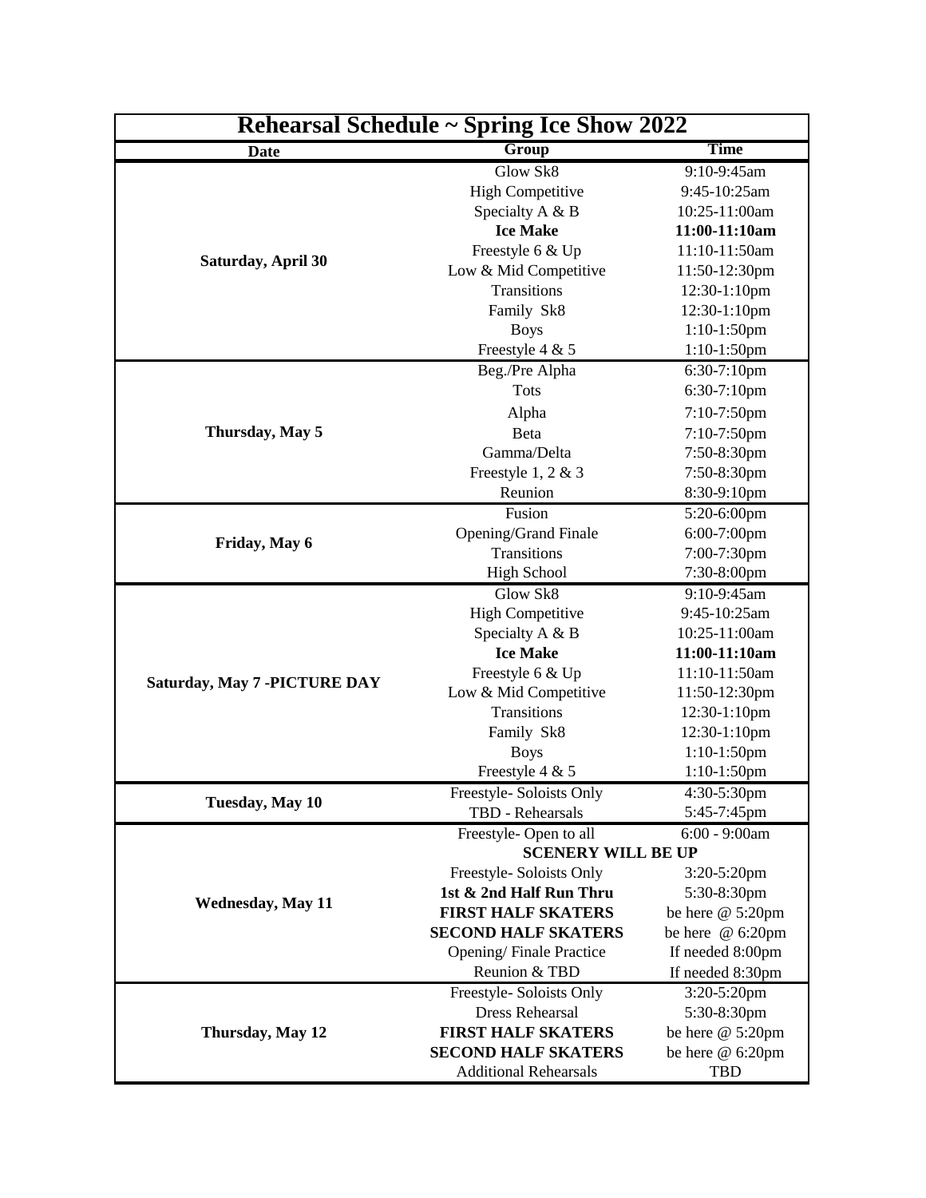# Rehearsal Schedule ~ Spring Ice Show 2022

| Date | Group | Time |
|---|---|---|
| Saturday, April 30 | Glow Sk8 | 9:10-9:45am |
| | High Competitive | 9:45-10:25am |
| | Specialty A & B | 10:25-11:00am |
| | **Ice Make** | **11:00-11:10am** |
| | Freestyle 6 & Up | 11:10-11:50am |
| | Low & Mid Competitive | 11:50-12:30pm |
| | Transitions | 12:30-1:10pm |
| | Family Sk8 | 12:30-1:10pm |
| | Boys | 1:10-1:50pm |
| | Freestyle 4 & 5 | 1:10-1:50pm |
| Thursday, May 5 | Beg./Pre Alpha | 6:30-7:10pm |
| | Tots | 6:30-7:10pm |
| | Alpha | 7:10-7:50pm |
| | Beta | 7:10-7:50pm |
| | Gamma/Delta | 7:50-8:30pm |
| | Freestyle 1, 2 & 3 | 7:50-8:30pm |
| | Reunion | 8:30-9:10pm |
| Friday, May 6 | Fusion | 5:20-6:00pm |
| | Opening/Grand Finale | 6:00-7:00pm |
| | Transitions | 7:00-7:30pm |
| | High School | 7:30-8:00pm |
| Saturday, May 7 -PICTURE DAY | Glow Sk8 | 9:10-9:45am |
| | High Competitive | 9:45-10:25am |
| | Specialty A & B | 10:25-11:00am |
| | **Ice Make** | **11:00-11:10am** |
| | Freestyle 6 & Up | 11:10-11:50am |
| | Low & Mid Competitive | 11:50-12:30pm |
| | Transitions | 12:30-1:10pm |
| | Family Sk8 | 12:30-1:10pm |
| | Boys | 1:10-1:50pm |
| | Freestyle 4 & 5 | 1:10-1:50pm |
| Tuesday, May 10 | Freestyle- Soloists Only | 4:30-5:30pm |
| | TBD - Rehearsals | 5:45-7:45pm |
| Wednesday, May 11 | Freestyle- Open to all | 6:00 - 9:00am |
| | **SCENERY WILL BE UP** | |
| | Freestyle- Soloists Only | 3:20-5:20pm |
| | **1st & 2nd Half Run Thru** | 5:30-8:30pm |
| | **FIRST HALF SKATERS** | be here @ 5:20pm |
| | **SECOND HALF SKATERS** | be here @ 6:20pm |
| | Opening/ Finale Practice | If needed 8:00pm |
| | Reunion & TBD | If needed 8:30pm |
| Thursday, May 12 | Freestyle- Soloists Only | 3:20-5:20pm |
| | Dress Rehearsal | 5:30-8:30pm |
| | **FIRST HALF SKATERS** | be here @ 5:20pm |
| | **SECOND HALF SKATERS** | be here @ 6:20pm |
| | Additional Rehearsals | TBD |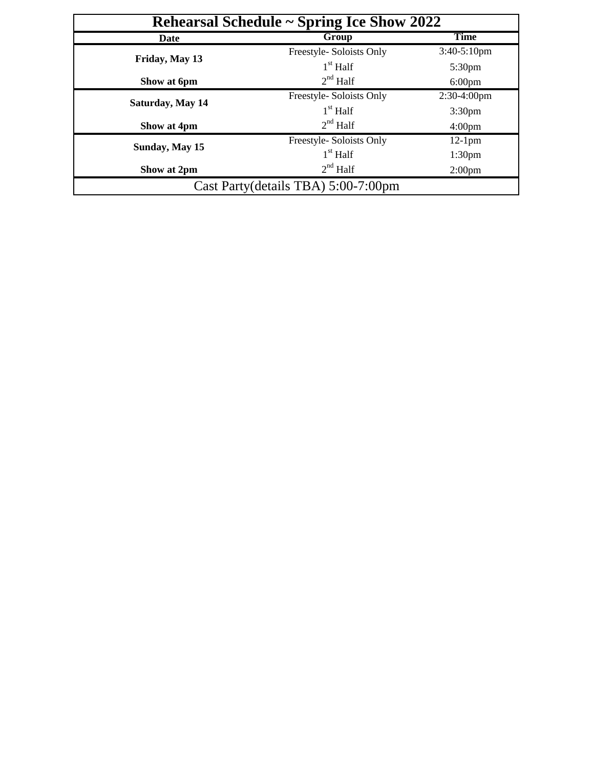# Rehearsal Schedule ~ Spring Ice Show 2022

| Date | Group | Time |
|---|---|---|
| **Friday, May 13** | Freestyle- Soloists Only | 3:40-5:10pm |
| | 1st Half | 5:30pm |
| **Show at 6pm** | 2nd Half | 6:00pm |
| **Saturday, May 14** | Freestyle- Soloists Only | 2:30-4:00pm |
| | 1st Half | 3:30pm |
| **Show at 4pm** | 2nd Half | 4:00pm |
| **Sunday, May 15** | Freestyle- Soloists Only | 12-1pm |
| | 1st Half | 1:30pm |
| **Show at 2pm** | 2nd Half | 2:00pm |

Cast Party(details TBA) 5:00-7:00pm